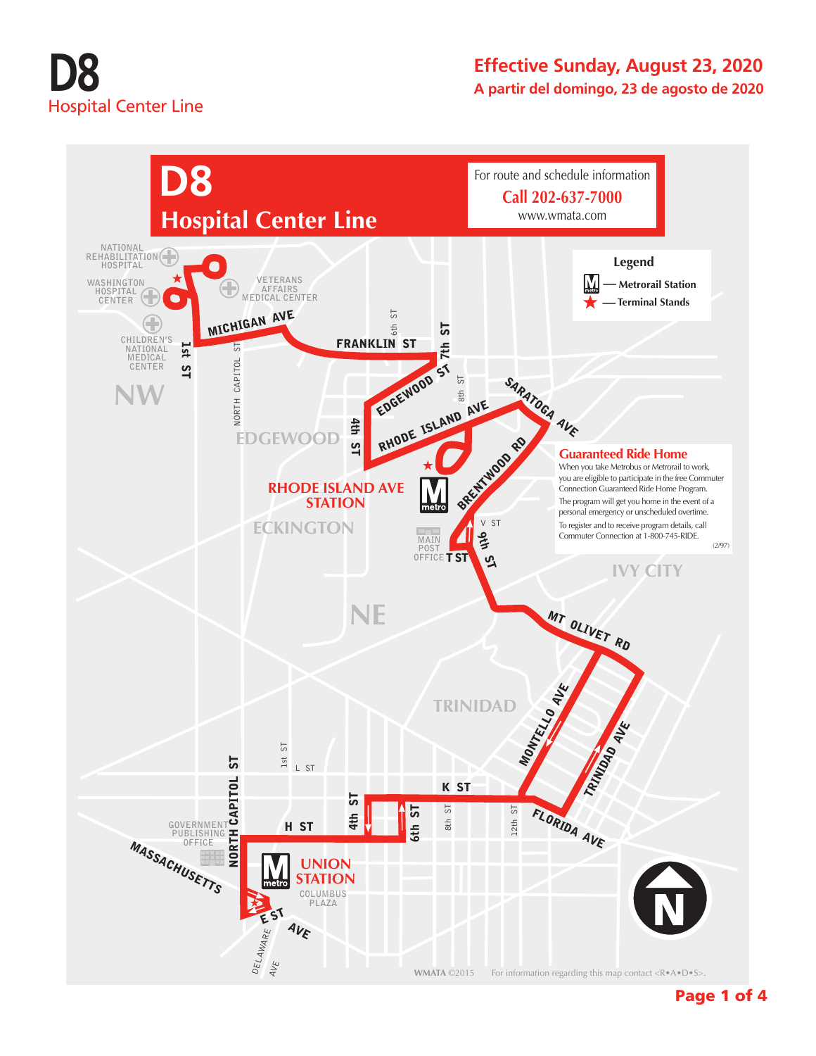# D8

## Hospital Center Line

**Effective Sunday, August 23, 2020**

**A partir del domingo, 23 de agosto de 2020**

# D8 Hospital Center Line

For route and schedule information

**Call 202-637-7000**

www.wmata.com

**Legend**

- M — Metrorail Station
- ★ — Terminal Stands

NATIONAL REHABILITATION HOSPITAL

WASHINGTON HOSPITAL CENTER

VETERANS AFFAIRS MEDICAL CENTER

CHILDREN'S NATIONAL MEDICAL CENTER

NW

MICHIGAN AVE

1st ST

NORTH CAPITOL ST

FRANKLIN ST

6th ST

7th ST

EDGEWOOD ST

8th ST

SARATOGA AVE

RHODE ISLAND AVE

4th ST

EDGEWOOD

RHODE ISLAND AVE STATION

BRENTWOOD RD

ECKINGTON

V ST

9th ST

MAIN POST OFFICE

T ST

### Guaranteed Ride Home

When you take Metrobus or Metrorail to work, you are eligible to participate in the free Commuter Connection Guaranteed Ride Home Program.

The program will get you home in the event of a personal emergency or unscheduled overtime.

To register and to receive program details, call Commuter Connection at 1-800-745-RIDE.

(2/97)

IVY CITY

NE

MT OLIVET RD

TRINIDAD

MONTELLO AVE

TRINIDAD AVE

1st ST

L ST

NORTH CAPITOL ST

K ST

4th ST

6th ST

8th ST

12th ST

FLORIDA AVE

GOVERNMENT PUBLISHING OFFICE

H ST

MASSACHUSETTS AVE

UNION STATION

COLUMBUS PLAZA

E ST

DELAWARE AVE

N

WMATA ©2015 For information regarding this map contact <R•A•D•S>.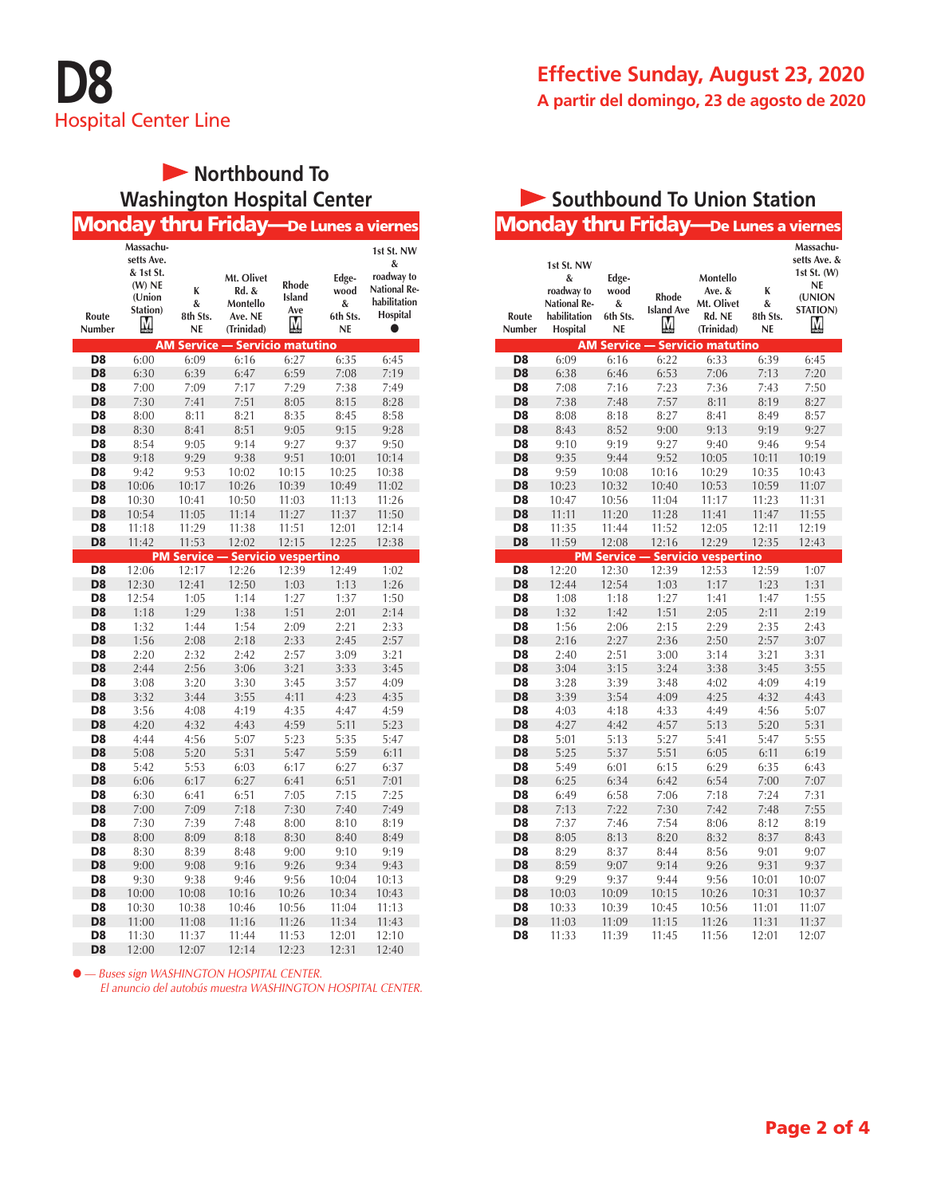# D8

Hospital Center Line

**Effective Sunday, August 23, 2020**

**A partir del domingo, 23 de agosto de 2020**

## Northbound To Washington Hospital Center

### Monday thru Friday—De Lunes a viernes

| Route Number | Massachusetts Ave. & 1st St. (W) NE (Union Station) M | K & 8th Sts. NE | Mt. Olivet Rd. & Montello Ave. NE (Trinidad) | Rhode Island Ave M | Edgewood & 6th Sts. NE | 1st St. NW & roadway to National Rehabilitation Hospital ● |
|---|---|---|---|---|---|---|
| **AM Service — Servicio matutino** | | | | | | |
| D8 | 6:00 | 6:09 | 6:16 | 6:27 | 6:35 | 6:45 |
| D8 | 6:30 | 6:39 | 6:47 | 6:59 | 7:08 | 7:19 |
| D8 | 7:00 | 7:09 | 7:17 | 7:29 | 7:38 | 7:49 |
| D8 | 7:30 | 7:41 | 7:51 | 8:05 | 8:15 | 8:28 |
| D8 | 8:00 | 8:11 | 8:21 | 8:35 | 8:45 | 8:58 |
| D8 | 8:30 | 8:41 | 8:51 | 9:05 | 9:15 | 9:28 |
| D8 | 8:54 | 9:05 | 9:14 | 9:27 | 9:37 | 9:50 |
| D8 | 9:18 | 9:29 | 9:38 | 9:51 | 10:01 | 10:14 |
| D8 | 9:42 | 9:53 | 10:02 | 10:15 | 10:25 | 10:38 |
| D8 | 10:06 | 10:17 | 10:26 | 10:39 | 10:49 | 11:02 |
| D8 | 10:30 | 10:41 | 10:50 | 11:03 | 11:13 | 11:26 |
| D8 | 10:54 | 11:05 | 11:14 | 11:27 | 11:37 | 11:50 |
| D8 | 11:18 | 11:29 | 11:38 | 11:51 | 12:01 | 12:14 |
| D8 | 11:42 | 11:53 | 12:02 | 12:15 | 12:25 | 12:38 |
| **PM Service — Servicio vespertino** | | | | | | |
| D8 | 12:06 | 12:17 | 12:26 | 12:39 | 12:49 | 1:02 |
| D8 | 12:30 | 12:41 | 12:50 | 1:03 | 1:13 | 1:26 |
| D8 | 12:54 | 1:05 | 1:14 | 1:27 | 1:37 | 1:50 |
| D8 | 1:18 | 1:29 | 1:38 | 1:51 | 2:01 | 2:14 |
| D8 | 1:32 | 1:44 | 1:54 | 2:09 | 2:21 | 2:33 |
| D8 | 1:56 | 2:08 | 2:18 | 2:33 | 2:45 | 2:57 |
| D8 | 2:20 | 2:32 | 2:42 | 2:57 | 3:09 | 3:21 |
| D8 | 2:44 | 2:56 | 3:06 | 3:21 | 3:33 | 3:45 |
| D8 | 3:08 | 3:20 | 3:30 | 3:45 | 3:57 | 4:09 |
| D8 | 3:32 | 3:44 | 3:55 | 4:11 | 4:23 | 4:35 |
| D8 | 3:56 | 4:08 | 4:19 | 4:35 | 4:47 | 4:59 |
| D8 | 4:20 | 4:32 | 4:43 | 4:59 | 5:11 | 5:23 |
| D8 | 4:44 | 4:56 | 5:07 | 5:23 | 5:35 | 5:47 |
| D8 | 5:08 | 5:20 | 5:31 | 5:47 | 5:59 | 6:11 |
| D8 | 5:42 | 5:53 | 6:03 | 6:17 | 6:27 | 6:37 |
| D8 | 6:06 | 6:17 | 6:27 | 6:41 | 6:51 | 7:01 |
| D8 | 6:30 | 6:41 | 6:51 | 7:05 | 7:15 | 7:25 |
| D8 | 7:00 | 7:09 | 7:18 | 7:30 | 7:40 | 7:49 |
| D8 | 7:30 | 7:39 | 7:48 | 8:00 | 8:10 | 8:19 |
| D8 | 8:00 | 8:09 | 8:18 | 8:30 | 8:40 | 8:49 |
| D8 | 8:30 | 8:39 | 8:48 | 9:00 | 9:10 | 9:19 |
| D8 | 9:00 | 9:08 | 9:16 | 9:26 | 9:34 | 9:43 |
| D8 | 9:30 | 9:38 | 9:46 | 9:56 | 10:04 | 10:13 |
| D8 | 10:00 | 10:08 | 10:16 | 10:26 | 10:34 | 10:43 |
| D8 | 10:30 | 10:38 | 10:46 | 10:56 | 11:04 | 11:13 |
| D8 | 11:00 | 11:08 | 11:16 | 11:26 | 11:34 | 11:43 |
| D8 | 11:30 | 11:37 | 11:44 | 11:53 | 12:01 | 12:10 |
| D8 | 12:00 | 12:07 | 12:14 | 12:23 | 12:31 | 12:40 |

● — *Buses sign WASHINGTON HOSPITAL CENTER.*
*El anuncio del autobús muestra WASHINGTON HOSPITAL CENTER.*

## Southbound To Union Station

### Monday thru Friday—De Lunes a viernes

| Route Number | 1st St. NW & roadway to National Rehabilitation Hospital | Edgewood & 6th Sts. NE | Rhode Island Ave M | Montello Ave. & Mt. Olivet Rd. NE (Trinidad) | K & 8th Sts. NE | Massachusetts Ave. & 1st St. (W) NE (UNION STATION) M |
|---|---|---|---|---|---|---|
| **AM Service — Servicio matutino** | | | | | | |
| D8 | 6:09 | 6:16 | 6:22 | 6:33 | 6:39 | 6:45 |
| D8 | 6:38 | 6:46 | 6:53 | 7:06 | 7:13 | 7:20 |
| D8 | 7:08 | 7:16 | 7:23 | 7:36 | 7:43 | 7:50 |
| D8 | 7:38 | 7:48 | 7:57 | 8:11 | 8:19 | 8:27 |
| D8 | 8:08 | 8:18 | 8:27 | 8:41 | 8:49 | 8:57 |
| D8 | 8:43 | 8:52 | 9:00 | 9:13 | 9:19 | 9:27 |
| D8 | 9:10 | 9:19 | 9:27 | 9:40 | 9:46 | 9:54 |
| D8 | 9:35 | 9:44 | 9:52 | 10:05 | 10:11 | 10:19 |
| D8 | 9:59 | 10:08 | 10:16 | 10:29 | 10:35 | 10:43 |
| D8 | 10:23 | 10:32 | 10:40 | 10:53 | 10:59 | 11:07 |
| D8 | 10:47 | 10:56 | 11:04 | 11:17 | 11:23 | 11:31 |
| D8 | 11:11 | 11:20 | 11:28 | 11:41 | 11:47 | 11:55 |
| D8 | 11:35 | 11:44 | 11:52 | 12:05 | 12:11 | 12:19 |
| D8 | 11:59 | 12:08 | 12:16 | 12:29 | 12:35 | 12:43 |
| **PM Service — Servicio vespertino** | | | | | | |
| D8 | 12:20 | 12:30 | 12:39 | 12:53 | 12:59 | 1:07 |
| D8 | 12:44 | 12:54 | 1:03 | 1:17 | 1:23 | 1:31 |
| D8 | 1:08 | 1:18 | 1:27 | 1:41 | 1:47 | 1:55 |
| D8 | 1:32 | 1:42 | 1:51 | 2:05 | 2:11 | 2:19 |
| D8 | 1:56 | 2:06 | 2:15 | 2:29 | 2:35 | 2:43 |
| D8 | 2:16 | 2:27 | 2:36 | 2:50 | 2:57 | 3:07 |
| D8 | 2:40 | 2:51 | 3:00 | 3:14 | 3:21 | 3:31 |
| D8 | 3:04 | 3:15 | 3:24 | 3:38 | 3:45 | 3:55 |
| D8 | 3:28 | 3:39 | 3:48 | 4:02 | 4:09 | 4:19 |
| D8 | 3:39 | 3:54 | 4:09 | 4:25 | 4:32 | 4:43 |
| D8 | 4:03 | 4:18 | 4:33 | 4:49 | 4:56 | 5:07 |
| D8 | 4:27 | 4:42 | 4:57 | 5:13 | 5:20 | 5:31 |
| D8 | 5:01 | 5:13 | 5:27 | 5:41 | 5:47 | 5:55 |
| D8 | 5:25 | 5:37 | 5:51 | 6:05 | 6:11 | 6:19 |
| D8 | 5:49 | 6:01 | 6:15 | 6:29 | 6:35 | 6:43 |
| D8 | 6:25 | 6:34 | 6:42 | 6:54 | 7:00 | 7:07 |
| D8 | 6:49 | 6:58 | 7:06 | 7:18 | 7:24 | 7:31 |
| D8 | 7:13 | 7:22 | 7:30 | 7:42 | 7:48 | 7:55 |
| D8 | 7:37 | 7:46 | 7:54 | 8:06 | 8:12 | 8:19 |
| D8 | 8:05 | 8:13 | 8:20 | 8:32 | 8:37 | 8:43 |
| D8 | 8:29 | 8:37 | 8:44 | 8:56 | 9:01 | 9:07 |
| D8 | 8:59 | 9:07 | 9:14 | 9:26 | 9:31 | 9:37 |
| D8 | 9:29 | 9:37 | 9:44 | 9:56 | 10:01 | 10:07 |
| D8 | 10:03 | 10:09 | 10:15 | 10:26 | 10:31 | 10:37 |
| D8 | 10:33 | 10:39 | 10:45 | 10:56 | 11:01 | 11:07 |
| D8 | 11:03 | 11:09 | 11:15 | 11:26 | 11:31 | 11:37 |
| D8 | 11:33 | 11:39 | 11:45 | 11:56 | 12:01 | 12:07 |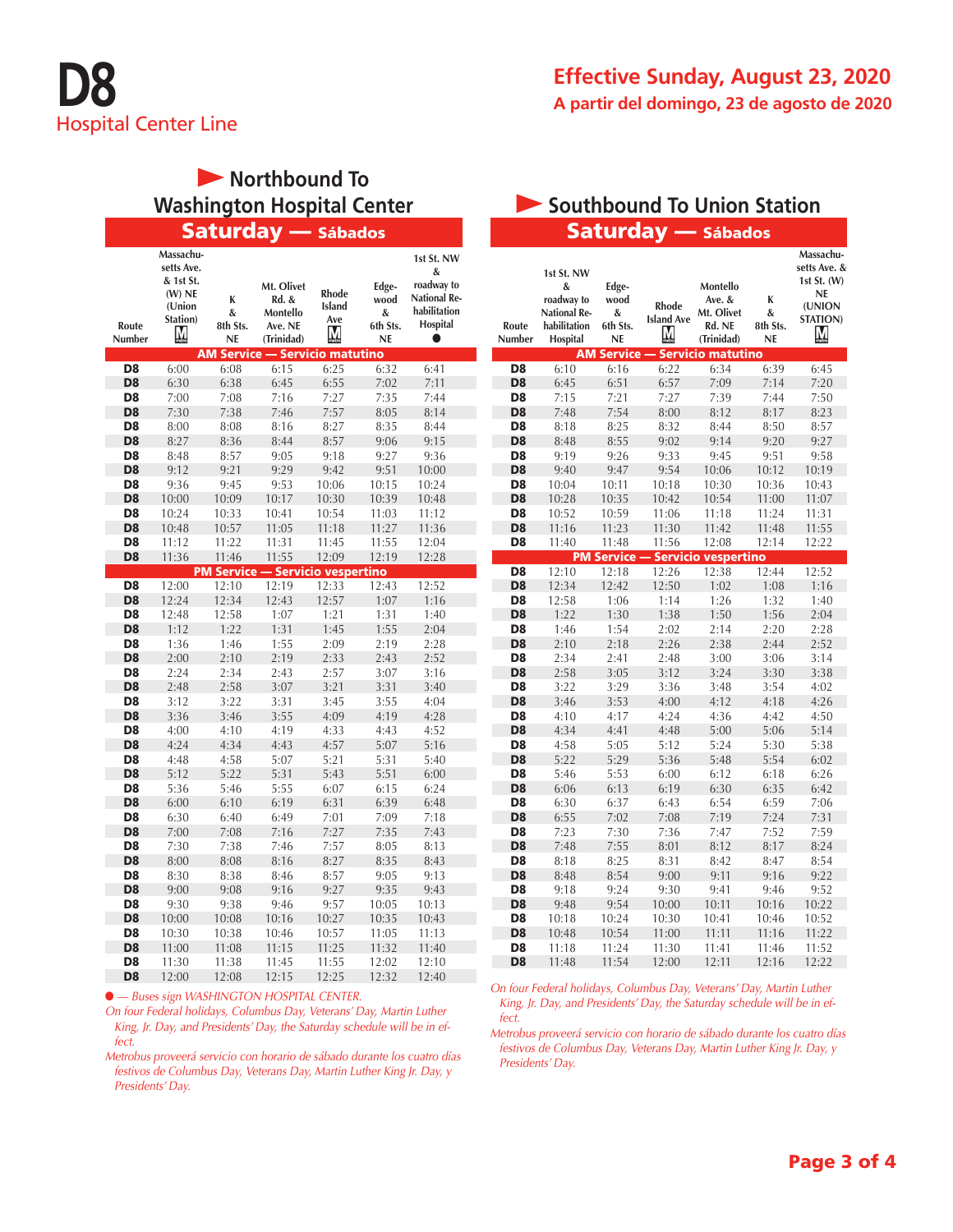# D8
## Hospital Center Line

**Effective Sunday, August 23, 2020**
**A partir del domingo, 23 de agosto de 2020**

## Northbound To Washington Hospital Center

### Saturday — Sábados

| Route Number | Massachusetts Ave. & 1st St. (W) NE (Union Station) M | K & 8th Sts. NE | Mt. Olivet Rd. & Montello Ave. NE (Trinidad) | Rhode Island Ave M | Edgewood & 6th Sts. NE | 1st St. NW & roadway to National Rehabilitation Hospital ● |
|---|---|---|---|---|---|---|
| **AM Service — Servicio matutino** | | | | | | |
| D8 | 6:00 | 6:08 | 6:15 | 6:25 | 6:32 | 6:41 |
| D8 | 6:30 | 6:38 | 6:45 | 6:55 | 7:02 | 7:11 |
| D8 | 7:00 | 7:08 | 7:16 | 7:27 | 7:35 | 7:44 |
| D8 | 7:30 | 7:38 | 7:46 | 7:57 | 8:05 | 8:14 |
| D8 | 8:00 | 8:08 | 8:16 | 8:27 | 8:35 | 8:44 |
| D8 | 8:27 | 8:36 | 8:44 | 8:57 | 9:06 | 9:15 |
| D8 | 8:48 | 8:57 | 9:05 | 9:18 | 9:27 | 9:36 |
| D8 | 9:12 | 9:21 | 9:29 | 9:42 | 9:51 | 10:00 |
| D8 | 9:36 | 9:45 | 9:53 | 10:06 | 10:15 | 10:24 |
| D8 | 10:00 | 10:09 | 10:17 | 10:30 | 10:39 | 10:48 |
| D8 | 10:24 | 10:33 | 10:41 | 10:54 | 11:03 | 11:12 |
| D8 | 10:48 | 10:57 | 11:05 | 11:18 | 11:27 | 11:36 |
| D8 | 11:12 | 11:22 | 11:31 | 11:45 | 11:55 | 12:04 |
| D8 | 11:36 | 11:46 | 11:55 | 12:09 | 12:19 | 12:28 |
| **PM Service — Servicio vespertino** | | | | | | |
| D8 | 12:00 | 12:10 | 12:19 | 12:33 | 12:43 | 12:52 |
| D8 | 12:24 | 12:34 | 12:43 | 12:57 | 1:07 | 1:16 |
| D8 | 12:48 | 12:58 | 1:07 | 1:21 | 1:31 | 1:40 |
| D8 | 1:12 | 1:22 | 1:31 | 1:45 | 1:55 | 2:04 |
| D8 | 1:36 | 1:46 | 1:55 | 2:09 | 2:19 | 2:28 |
| D8 | 2:00 | 2:10 | 2:19 | 2:33 | 2:43 | 2:52 |
| D8 | 2:24 | 2:34 | 2:43 | 2:57 | 3:07 | 3:16 |
| D8 | 2:48 | 2:58 | 3:07 | 3:21 | 3:31 | 3:40 |
| D8 | 3:12 | 3:22 | 3:31 | 3:45 | 3:55 | 4:04 |
| D8 | 3:36 | 3:46 | 3:55 | 4:09 | 4:19 | 4:28 |
| D8 | 4:00 | 4:10 | 4:19 | 4:33 | 4:43 | 4:52 |
| D8 | 4:24 | 4:34 | 4:43 | 4:57 | 5:07 | 5:16 |
| D8 | 4:48 | 4:58 | 5:07 | 5:21 | 5:31 | 5:40 |
| D8 | 5:12 | 5:22 | 5:31 | 5:43 | 5:51 | 6:00 |
| D8 | 5:36 | 5:46 | 5:55 | 6:07 | 6:15 | 6:24 |
| D8 | 6:00 | 6:10 | 6:19 | 6:31 | 6:39 | 6:48 |
| D8 | 6:30 | 6:40 | 6:49 | 7:01 | 7:09 | 7:18 |
| D8 | 7:00 | 7:08 | 7:16 | 7:27 | 7:35 | 7:43 |
| D8 | 7:30 | 7:38 | 7:46 | 7:57 | 8:05 | 8:13 |
| D8 | 8:00 | 8:08 | 8:16 | 8:27 | 8:35 | 8:43 |
| D8 | 8:30 | 8:38 | 8:46 | 8:57 | 9:05 | 9:13 |
| D8 | 9:00 | 9:08 | 9:16 | 9:27 | 9:35 | 9:43 |
| D8 | 9:30 | 9:38 | 9:46 | 9:57 | 10:05 | 10:13 |
| D8 | 10:00 | 10:08 | 10:16 | 10:27 | 10:35 | 10:43 |
| D8 | 10:30 | 10:38 | 10:46 | 10:57 | 11:05 | 11:13 |
| D8 | 11:00 | 11:08 | 11:15 | 11:25 | 11:32 | 11:40 |
| D8 | 11:30 | 11:38 | 11:45 | 11:55 | 12:02 | 12:10 |
| D8 | 12:00 | 12:08 | 12:15 | 12:25 | 12:32 | 12:40 |

*● — Buses sign WASHINGTON HOSPITAL CENTER.*

*On four Federal holidays, Columbus Day, Veterans' Day, Martin Luther King, Jr. Day, and Presidents' Day, the Saturday schedule will be in effect.*

*Metrobus proveerá servicio con horario de sábado durante los cuatro días festivos de Columbus Day, Veterans Day, Martin Luther King Jr. Day, y Presidents' Day.*

## Southbound To Union Station

### Saturday — Sábados

| Route Number | 1st St. NW & roadway to National Rehabilitation Hospital | Edgewood & 6th Sts. NE | Rhode Island Ave M | Montello Ave. & Mt. Olivet Rd. NE (Trinidad) | K & 8th Sts. NE | Massachusetts Ave. & 1st St. (W) NE (UNION STATION) M |
|---|---|---|---|---|---|---|
| **AM Service — Servicio matutino** | | | | | | |
| D8 | 6:10 | 6:16 | 6:22 | 6:34 | 6:39 | 6:45 |
| D8 | 6:45 | 6:51 | 6:57 | 7:09 | 7:14 | 7:20 |
| D8 | 7:15 | 7:21 | 7:27 | 7:39 | 7:44 | 7:50 |
| D8 | 7:48 | 7:54 | 8:00 | 8:12 | 8:17 | 8:23 |
| D8 | 8:18 | 8:25 | 8:32 | 8:44 | 8:50 | 8:57 |
| D8 | 8:48 | 8:55 | 9:02 | 9:14 | 9:20 | 9:27 |
| D8 | 9:19 | 9:26 | 9:33 | 9:45 | 9:51 | 9:58 |
| D8 | 9:40 | 9:47 | 9:54 | 10:06 | 10:12 | 10:19 |
| D8 | 10:04 | 10:11 | 10:18 | 10:30 | 10:36 | 10:43 |
| D8 | 10:28 | 10:35 | 10:42 | 10:54 | 11:00 | 11:07 |
| D8 | 10:52 | 10:59 | 11:06 | 11:18 | 11:24 | 11:31 |
| D8 | 11:16 | 11:23 | 11:30 | 11:42 | 11:48 | 11:55 |
| D8 | 11:40 | 11:48 | 11:56 | 12:08 | 12:14 | 12:22 |
| **PM Service — Servicio vespertino** | | | | | | |
| D8 | 12:10 | 12:18 | 12:26 | 12:38 | 12:44 | 12:52 |
| D8 | 12:34 | 12:42 | 12:50 | 1:02 | 1:08 | 1:16 |
| D8 | 12:58 | 1:06 | 1:14 | 1:26 | 1:32 | 1:40 |
| D8 | 1:22 | 1:30 | 1:38 | 1:50 | 1:56 | 2:04 |
| D8 | 1:46 | 1:54 | 2:02 | 2:14 | 2:20 | 2:28 |
| D8 | 2:10 | 2:18 | 2:26 | 2:38 | 2:44 | 2:52 |
| D8 | 2:34 | 2:41 | 2:48 | 3:00 | 3:06 | 3:14 |
| D8 | 2:58 | 3:05 | 3:12 | 3:24 | 3:30 | 3:38 |
| D8 | 3:22 | 3:29 | 3:36 | 3:48 | 3:54 | 4:02 |
| D8 | 3:46 | 3:53 | 4:00 | 4:12 | 4:18 | 4:26 |
| D8 | 4:10 | 4:17 | 4:24 | 4:36 | 4:42 | 4:50 |
| D8 | 4:34 | 4:41 | 4:48 | 5:00 | 5:06 | 5:14 |
| D8 | 4:58 | 5:05 | 5:12 | 5:24 | 5:30 | 5:38 |
| D8 | 5:22 | 5:29 | 5:36 | 5:48 | 5:54 | 6:02 |
| D8 | 5:46 | 5:53 | 6:00 | 6:12 | 6:18 | 6:26 |
| D8 | 6:06 | 6:13 | 6:19 | 6:30 | 6:35 | 6:42 |
| D8 | 6:30 | 6:37 | 6:43 | 6:54 | 6:59 | 7:06 |
| D8 | 6:55 | 7:02 | 7:08 | 7:19 | 7:24 | 7:31 |
| D8 | 7:23 | 7:30 | 7:36 | 7:47 | 7:52 | 7:59 |
| D8 | 7:48 | 7:55 | 8:01 | 8:12 | 8:17 | 8:24 |
| D8 | 8:18 | 8:25 | 8:31 | 8:42 | 8:47 | 8:54 |
| D8 | 8:48 | 8:54 | 9:00 | 9:11 | 9:16 | 9:22 |
| D8 | 9:18 | 9:24 | 9:30 | 9:41 | 9:46 | 9:52 |
| D8 | 9:48 | 9:54 | 10:00 | 10:11 | 10:16 | 10:22 |
| D8 | 10:18 | 10:24 | 10:30 | 10:41 | 10:46 | 10:52 |
| D8 | 10:48 | 10:54 | 11:00 | 11:11 | 11:16 | 11:22 |
| D8 | 11:18 | 11:24 | 11:30 | 11:41 | 11:46 | 11:52 |
| D8 | 11:48 | 11:54 | 12:00 | 12:11 | 12:16 | 12:22 |

*On four Federal holidays, Columbus Day, Veterans' Day, Martin Luther King, Jr. Day, and Presidents' Day, the Saturday schedule will be in effect.*

*Metrobus proveerá servicio con horario de sábado durante los cuatro días festivos de Columbus Day, Veterans Day, Martin Luther King Jr. Day, y Presidents' Day.*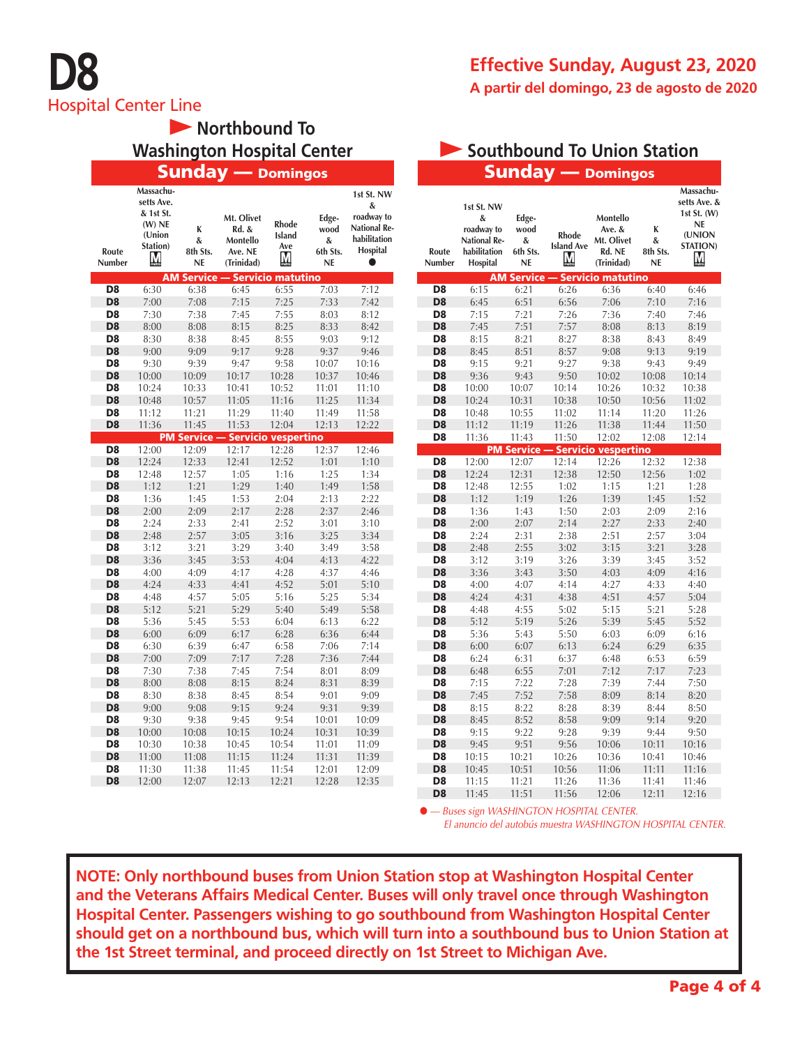# D8
## Hospital Center Line

**Effective Sunday, August 23, 2020**
**A partir del domingo, 23 de agosto de 2020**

### Northbound To Washington Hospital Center

**Sunday — Domingos**

| Route Number | Massachusetts Ave. & 1st St. (W) NE (Union Station) M | K & 8th Sts. NE | Mt. Olivet Rd. & Montello Ave. NE (Trinidad) | Rhode Island Ave M | Edgewood & 6th Sts. NE | 1st St. NW & roadway to National Rehabilitation Hospital ● |
|---|---|---|---|---|---|---|
| **AM Service — Servicio matutino** | | | | | | |
| D8 | 6:30 | 6:38 | 6:45 | 6:55 | 7:03 | 7:12 |
| D8 | 7:00 | 7:08 | 7:15 | 7:25 | 7:33 | 7:42 |
| D8 | 7:30 | 7:38 | 7:45 | 7:55 | 8:03 | 8:12 |
| D8 | 8:00 | 8:08 | 8:15 | 8:25 | 8:33 | 8:42 |
| D8 | 8:30 | 8:38 | 8:45 | 8:55 | 9:03 | 9:12 |
| D8 | 9:00 | 9:09 | 9:17 | 9:28 | 9:37 | 9:46 |
| D8 | 9:30 | 9:39 | 9:47 | 9:58 | 10:07 | 10:16 |
| D8 | 10:00 | 10:09 | 10:17 | 10:28 | 10:37 | 10:46 |
| D8 | 10:24 | 10:33 | 10:41 | 10:52 | 11:01 | 11:10 |
| D8 | 10:48 | 10:57 | 11:05 | 11:16 | 11:25 | 11:34 |
| D8 | 11:12 | 11:21 | 11:29 | 11:40 | 11:49 | 11:58 |
| D8 | 11:36 | 11:45 | 11:53 | 12:04 | 12:13 | 12:22 |
| **PM Service — Servicio vespertino** | | | | | | |
| D8 | 12:00 | 12:09 | 12:17 | 12:28 | 12:37 | 12:46 |
| D8 | 12:24 | 12:33 | 12:41 | 12:52 | 1:01 | 1:10 |
| D8 | 12:48 | 12:57 | 1:05 | 1:16 | 1:25 | 1:34 |
| D8 | 1:12 | 1:21 | 1:29 | 1:40 | 1:49 | 1:58 |
| D8 | 1:36 | 1:45 | 1:53 | 2:04 | 2:13 | 2:22 |
| D8 | 2:00 | 2:09 | 2:17 | 2:28 | 2:37 | 2:46 |
| D8 | 2:24 | 2:33 | 2:41 | 2:52 | 3:01 | 3:10 |
| D8 | 2:48 | 2:57 | 3:05 | 3:16 | 3:25 | 3:34 |
| D8 | 3:12 | 3:21 | 3:29 | 3:40 | 3:49 | 3:58 |
| D8 | 3:36 | 3:45 | 3:53 | 4:04 | 4:13 | 4:22 |
| D8 | 4:00 | 4:09 | 4:17 | 4:28 | 4:37 | 4:46 |
| D8 | 4:24 | 4:33 | 4:41 | 4:52 | 5:01 | 5:10 |
| D8 | 4:48 | 4:57 | 5:05 | 5:16 | 5:25 | 5:34 |
| D8 | 5:12 | 5:21 | 5:29 | 5:40 | 5:49 | 5:58 |
| D8 | 5:36 | 5:45 | 5:53 | 6:04 | 6:13 | 6:22 |
| D8 | 6:00 | 6:09 | 6:17 | 6:28 | 6:36 | 6:44 |
| D8 | 6:30 | 6:39 | 6:47 | 6:58 | 7:06 | 7:14 |
| D8 | 7:00 | 7:09 | 7:17 | 7:28 | 7:36 | 7:44 |
| D8 | 7:30 | 7:38 | 7:45 | 7:54 | 8:01 | 8:09 |
| D8 | 8:00 | 8:08 | 8:15 | 8:24 | 8:31 | 8:39 |
| D8 | 8:30 | 8:38 | 8:45 | 8:54 | 9:01 | 9:09 |
| D8 | 9:00 | 9:08 | 9:15 | 9:24 | 9:31 | 9:39 |
| D8 | 9:30 | 9:38 | 9:45 | 9:54 | 10:01 | 10:09 |
| D8 | 10:00 | 10:08 | 10:15 | 10:24 | 10:31 | 10:39 |
| D8 | 10:30 | 10:38 | 10:45 | 10:54 | 11:01 | 11:09 |
| D8 | 11:00 | 11:08 | 11:15 | 11:24 | 11:31 | 11:39 |
| D8 | 11:30 | 11:38 | 11:45 | 11:54 | 12:01 | 12:09 |
| D8 | 12:00 | 12:07 | 12:13 | 12:21 | 12:28 | 12:35 |

### Southbound To Union Station

**Sunday — Domingos**

| Route Number | 1st St. NW & roadway to National Rehabilitation Hospital | Edgewood & 6th Sts. NE | Rhode Island Ave M | Montello Ave. & Mt. Olivet Rd. NE (Trinidad) | K & 8th Sts. NE | Massachusetts Ave. & 1st St. (W) NE (UNION STATION) M |
|---|---|---|---|---|---|---|
| **AM Service — Servicio matutino** | | | | | | |
| D8 | 6:15 | 6:21 | 6:26 | 6:36 | 6:40 | 6:46 |
| D8 | 6:45 | 6:51 | 6:56 | 7:06 | 7:10 | 7:16 |
| D8 | 7:15 | 7:21 | 7:26 | 7:36 | 7:40 | 7:46 |
| D8 | 7:45 | 7:51 | 7:57 | 8:08 | 8:13 | 8:19 |
| D8 | 8:15 | 8:21 | 8:27 | 8:38 | 8:43 | 8:49 |
| D8 | 8:45 | 8:51 | 8:57 | 9:08 | 9:13 | 9:19 |
| D8 | 9:15 | 9:21 | 9:27 | 9:38 | 9:43 | 9:49 |
| D8 | 9:36 | 9:43 | 9:50 | 10:02 | 10:08 | 10:14 |
| D8 | 10:00 | 10:07 | 10:14 | 10:26 | 10:32 | 10:38 |
| D8 | 10:24 | 10:31 | 10:38 | 10:50 | 10:56 | 11:02 |
| D8 | 10:48 | 10:55 | 11:02 | 11:14 | 11:20 | 11:26 |
| D8 | 11:12 | 11:19 | 11:26 | 11:38 | 11:44 | 11:50 |
| D8 | 11:36 | 11:43 | 11:50 | 12:02 | 12:08 | 12:14 |
| **PM Service — Servicio vespertino** | | | | | | |
| D8 | 12:00 | 12:07 | 12:14 | 12:26 | 12:32 | 12:38 |
| D8 | 12:24 | 12:31 | 12:38 | 12:50 | 12:56 | 1:02 |
| D8 | 12:48 | 12:55 | 1:02 | 1:15 | 1:21 | 1:28 |
| D8 | 1:12 | 1:19 | 1:26 | 1:39 | 1:45 | 1:52 |
| D8 | 1:36 | 1:43 | 1:50 | 2:03 | 2:09 | 2:16 |
| D8 | 2:00 | 2:07 | 2:14 | 2:27 | 2:33 | 2:40 |
| D8 | 2:24 | 2:31 | 2:38 | 2:51 | 2:57 | 3:04 |
| D8 | 2:48 | 2:55 | 3:02 | 3:15 | 3:21 | 3:28 |
| D8 | 3:12 | 3:19 | 3:26 | 3:39 | 3:45 | 3:52 |
| D8 | 3:36 | 3:43 | 3:50 | 4:03 | 4:09 | 4:16 |
| D8 | 4:00 | 4:07 | 4:14 | 4:27 | 4:33 | 4:40 |
| D8 | 4:24 | 4:31 | 4:38 | 4:51 | 4:57 | 5:04 |
| D8 | 4:48 | 4:55 | 5:02 | 5:15 | 5:21 | 5:28 |
| D8 | 5:12 | 5:19 | 5:26 | 5:39 | 5:45 | 5:52 |
| D8 | 5:36 | 5:43 | 5:50 | 6:03 | 6:09 | 6:16 |
| D8 | 6:00 | 6:07 | 6:13 | 6:24 | 6:29 | 6:35 |
| D8 | 6:24 | 6:31 | 6:37 | 6:48 | 6:53 | 6:59 |
| D8 | 6:48 | 6:55 | 7:01 | 7:12 | 7:17 | 7:23 |
| D8 | 7:15 | 7:22 | 7:28 | 7:39 | 7:44 | 7:50 |
| D8 | 7:45 | 7:52 | 7:58 | 8:09 | 8:14 | 8:20 |
| D8 | 8:15 | 8:22 | 8:28 | 8:39 | 8:44 | 8:50 |
| D8 | 8:45 | 8:52 | 8:58 | 9:09 | 9:14 | 9:20 |
| D8 | 9:15 | 9:22 | 9:28 | 9:39 | 9:44 | 9:50 |
| D8 | 9:45 | 9:51 | 9:56 | 10:06 | 10:11 | 10:16 |
| D8 | 10:15 | 10:21 | 10:26 | 10:36 | 10:41 | 10:46 |
| D8 | 10:45 | 10:51 | 10:56 | 11:06 | 11:11 | 11:16 |
| D8 | 11:15 | 11:21 | 11:26 | 11:36 | 11:41 | 11:46 |
| D8 | 11:45 | 11:51 | 11:56 | 12:06 | 12:11 | 12:16 |

● — *Buses sign WASHINGTON HOSPITAL CENTER.*
*El anuncio del autobús muestra WASHINGTON HOSPITAL CENTER.*

**NOTE: Only northbound buses from Union Station stop at Washington Hospital Center and the Veterans Affairs Medical Center. Buses will only travel once through Washington Hospital Center. Passengers wishing to go southbound from Washington Hospital Center should get on a northbound bus, which will turn into a southbound bus to Union Station at the 1st Street terminal, and proceed directly on 1st Street to Michigan Ave.**